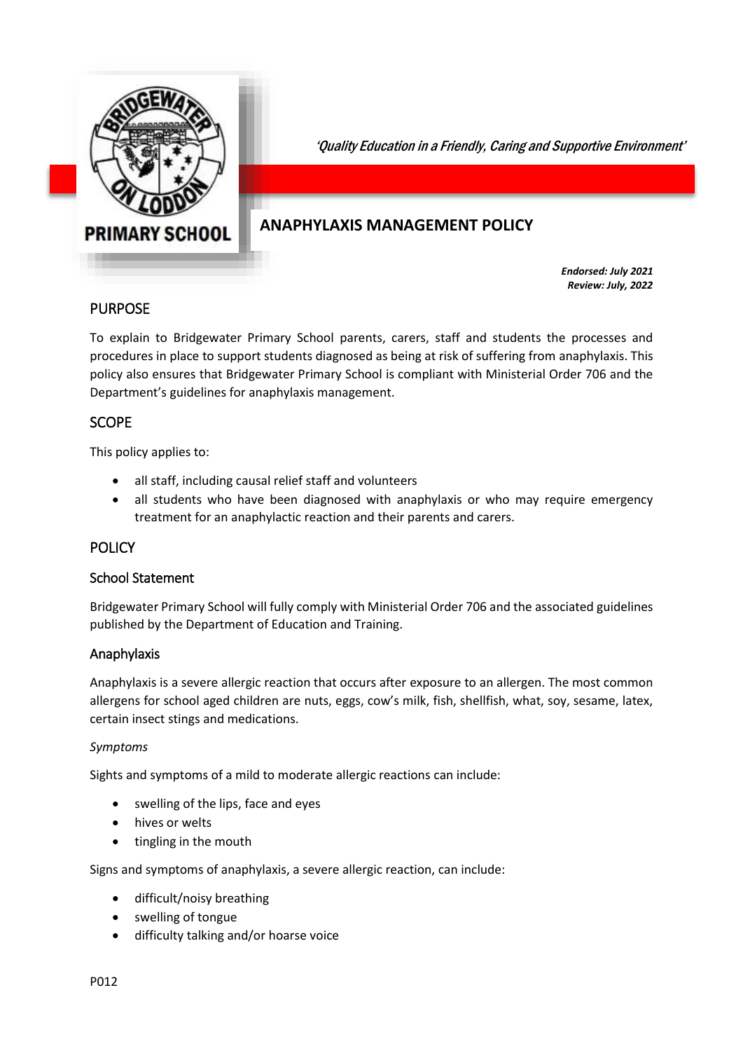*'Quality Education in a Friendly, Caring and Supportive Environment'*

# ANAPHYLAXIS MANAGEMENT POLICY

***Endorsed: July 2021***
***Review: July, 2022***

## PURPOSE

To explain to Bridgewater Primary School parents, carers, staff and students the processes and procedures in place to support students diagnosed as being at risk of suffering from anaphylaxis. This policy also ensures that Bridgewater Primary School is compliant with Ministerial Order 706 and the Department's guidelines for anaphylaxis management.

## SCOPE

This policy applies to:

- all staff, including causal relief staff and volunteers
- all students who have been diagnosed with anaphylaxis or who may require emergency treatment for an anaphylactic reaction and their parents and carers.

## POLICY

### School Statement

Bridgewater Primary School will fully comply with Ministerial Order 706 and the associated guidelines published by the Department of Education and Training.

### Anaphylaxis

Anaphylaxis is a severe allergic reaction that occurs after exposure to an allergen. The most common allergens for school aged children are nuts, eggs, cow's milk, fish, shellfish, what, soy, sesame, latex, certain insect stings and medications.

*Symptoms*

Sights and symptoms of a mild to moderate allergic reactions can include:

- swelling of the lips, face and eyes
- hives or welts
- tingling in the mouth

Signs and symptoms of anaphylaxis, a severe allergic reaction, can include:

- difficult/noisy breathing
- swelling of tongue
- difficulty talking and/or hoarse voice

P012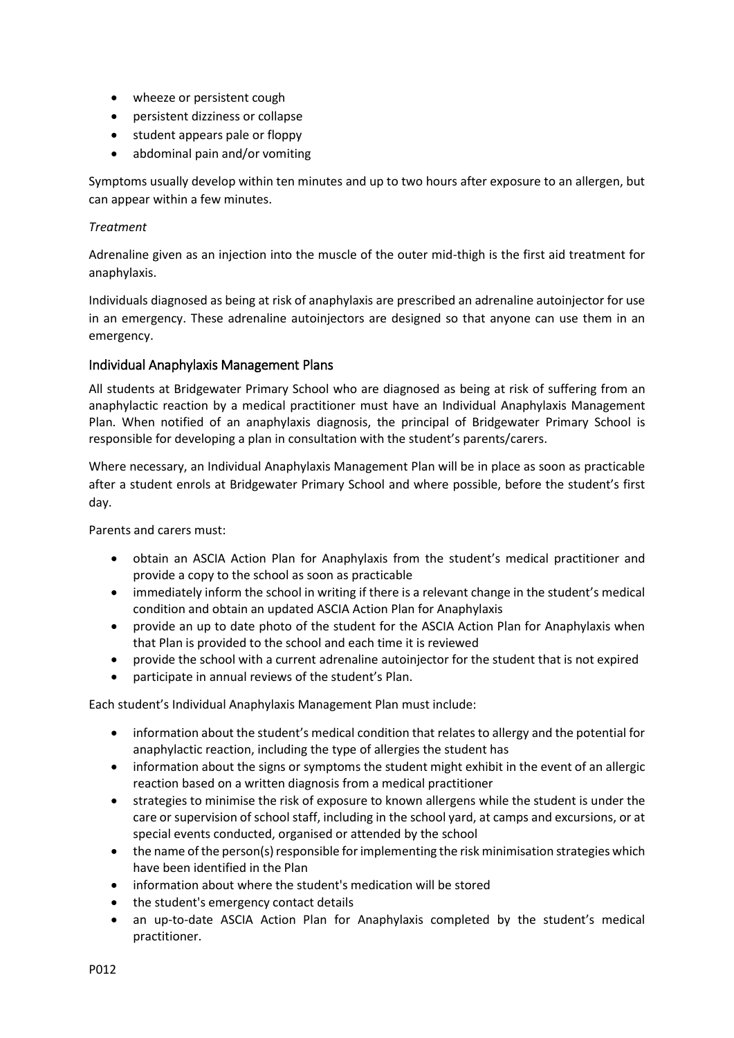- wheeze or persistent cough
- persistent dizziness or collapse
- student appears pale or floppy
- abdominal pain and/or vomiting

Symptoms usually develop within ten minutes and up to two hours after exposure to an allergen, but can appear within a few minutes.

*Treatment*

Adrenaline given as an injection into the muscle of the outer mid-thigh is the first aid treatment for anaphylaxis.

Individuals diagnosed as being at risk of anaphylaxis are prescribed an adrenaline autoinjector for use in an emergency. These adrenaline autoinjectors are designed so that anyone can use them in an emergency.

### Individual Anaphylaxis Management Plans

All students at Bridgewater Primary School who are diagnosed as being at risk of suffering from an anaphylactic reaction by a medical practitioner must have an Individual Anaphylaxis Management Plan. When notified of an anaphylaxis diagnosis, the principal of Bridgewater Primary School is responsible for developing a plan in consultation with the student's parents/carers.

Where necessary, an Individual Anaphylaxis Management Plan will be in place as soon as practicable after a student enrols at Bridgewater Primary School and where possible, before the student's first day.

Parents and carers must:

- obtain an ASCIA Action Plan for Anaphylaxis from the student's medical practitioner and provide a copy to the school as soon as practicable
- immediately inform the school in writing if there is a relevant change in the student's medical condition and obtain an updated ASCIA Action Plan for Anaphylaxis
- provide an up to date photo of the student for the ASCIA Action Plan for Anaphylaxis when that Plan is provided to the school and each time it is reviewed
- provide the school with a current adrenaline autoinjector for the student that is not expired
- participate in annual reviews of the student's Plan.

Each student's Individual Anaphylaxis Management Plan must include:

- information about the student's medical condition that relates to allergy and the potential for anaphylactic reaction, including the type of allergies the student has
- information about the signs or symptoms the student might exhibit in the event of an allergic reaction based on a written diagnosis from a medical practitioner
- strategies to minimise the risk of exposure to known allergens while the student is under the care or supervision of school staff, including in the school yard, at camps and excursions, or at special events conducted, organised or attended by the school
- the name of the person(s) responsible for implementing the risk minimisation strategies which have been identified in the Plan
- information about where the student's medication will be stored
- the student's emergency contact details
- an up-to-date ASCIA Action Plan for Anaphylaxis completed by the student's medical practitioner.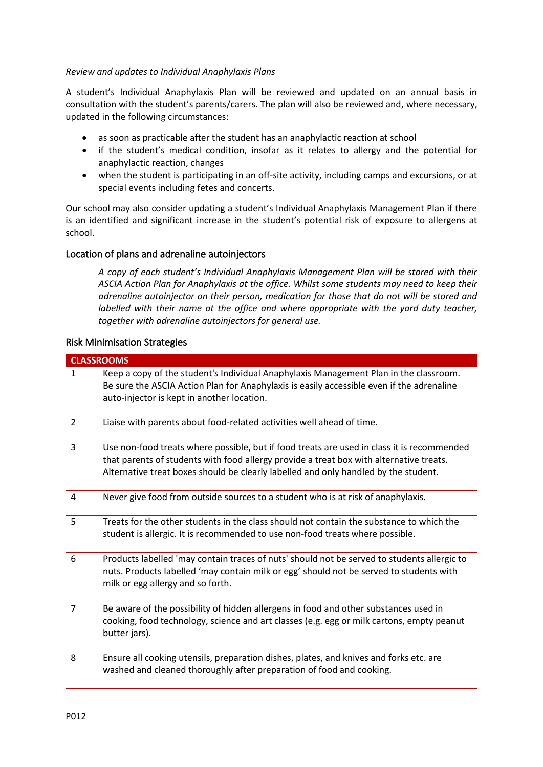*Review and updates to Individual Anaphylaxis Plans*

A student's Individual Anaphylaxis Plan will be reviewed and updated on an annual basis in consultation with the student's parents/carers. The plan will also be reviewed and, where necessary, updated in the following circumstances:

- as soon as practicable after the student has an anaphylactic reaction at school
- if the student's medical condition, insofar as it relates to allergy and the potential for anaphylactic reaction, changes
- when the student is participating in an off-site activity, including camps and excursions, or at special events including fetes and concerts.

Our school may also consider updating a student's Individual Anaphylaxis Management Plan if there is an identified and significant increase in the student's potential risk of exposure to allergens at school.

## Location of plans and adrenaline autoinjectors

*A copy of each student's Individual Anaphylaxis Management Plan will be stored with their ASCIA Action Plan for Anaphylaxis at the office. Whilst some students may need to keep their adrenaline autoinjector on their person, medication for those that do not will be stored and labelled with their name at the office and where appropriate with the yard duty teacher, together with adrenaline autoinjectors for general use.*

## Risk Minimisation Strategies

| CLASSROOMS | |
|---|---|
| 1 | Keep a copy of the student's Individual Anaphylaxis Management Plan in the classroom. Be sure the ASCIA Action Plan for Anaphylaxis is easily accessible even if the adrenaline auto-injector is kept in another location. |
| 2 | Liaise with parents about food-related activities well ahead of time. |
| 3 | Use non-food treats where possible, but if food treats are used in class it is recommended that parents of students with food allergy provide a treat box with alternative treats. Alternative treat boxes should be clearly labelled and only handled by the student. |
| 4 | Never give food from outside sources to a student who is at risk of anaphylaxis. |
| 5 | Treats for the other students in the class should not contain the substance to which the student is allergic. It is recommended to use non-food treats where possible. |
| 6 | Products labelled 'may contain traces of nuts' should not be served to students allergic to nuts. Products labelled 'may contain milk or egg' should not be served to students with milk or egg allergy and so forth. |
| 7 | Be aware of the possibility of hidden allergens in food and other substances used in cooking, food technology, science and art classes (e.g. egg or milk cartons, empty peanut butter jars). |
| 8 | Ensure all cooking utensils, preparation dishes, plates, and knives and forks etc. are washed and cleaned thoroughly after preparation of food and cooking. |

P012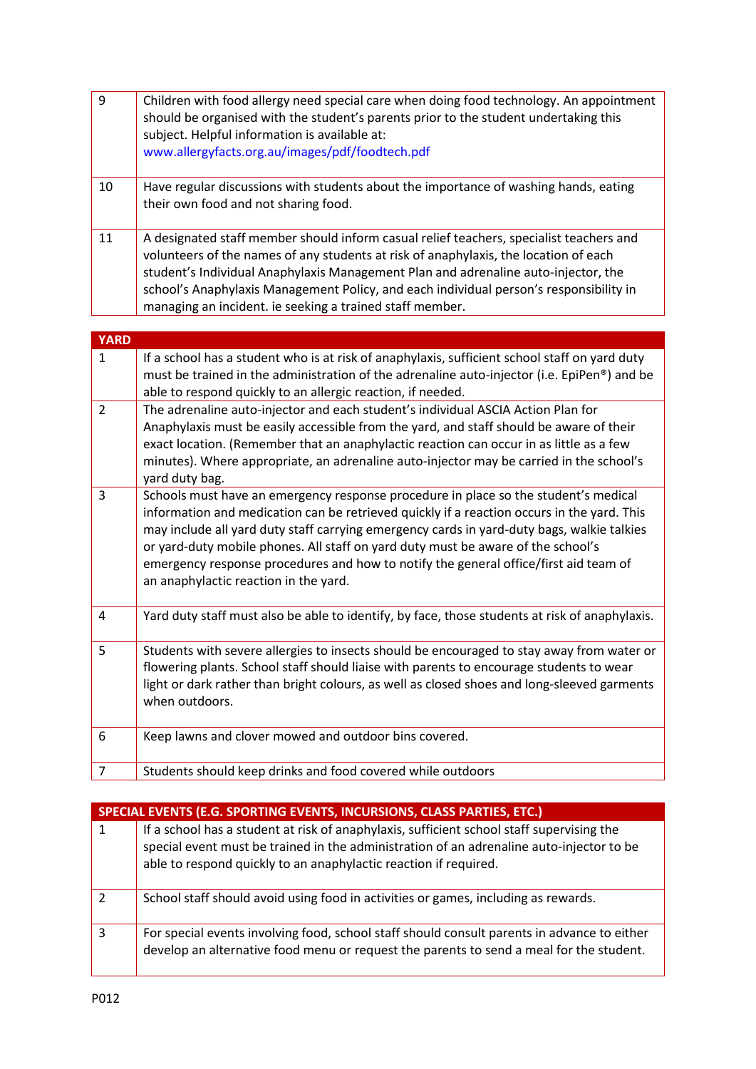| | |
|---|---|
| 9 | Children with food allergy need special care when doing food technology. An appointment should be organised with the student's parents prior to the student undertaking this subject. Helpful information is available at: www.allergyfacts.org.au/images/pdf/foodtech.pdf |
| 10 | Have regular discussions with students about the importance of washing hands, eating their own food and not sharing food. |
| 11 | A designated staff member should inform casual relief teachers, specialist teachers and volunteers of the names of any students at risk of anaphylaxis, the location of each student's Individual Anaphylaxis Management Plan and adrenaline auto-injector, the school's Anaphylaxis Management Policy, and each individual person's responsibility in managing an incident. ie seeking a trained staff member. |

| **YARD** | |
|---|---|
| 1 | If a school has a student who is at risk of anaphylaxis, sufficient school staff on yard duty must be trained in the administration of the adrenaline auto-injector (i.e. EpiPen®) and be able to respond quickly to an allergic reaction, if needed. |
| 2 | The adrenaline auto-injector and each student's individual ASCIA Action Plan for Anaphylaxis must be easily accessible from the yard, and staff should be aware of their exact location. (Remember that an anaphylactic reaction can occur in as little as a few minutes). Where appropriate, an adrenaline auto-injector may be carried in the school's yard duty bag. |
| 3 | Schools must have an emergency response procedure in place so the student's medical information and medication can be retrieved quickly if a reaction occurs in the yard. This may include all yard duty staff carrying emergency cards in yard-duty bags, walkie talkies or yard-duty mobile phones. All staff on yard duty must be aware of the school's emergency response procedures and how to notify the general office/first aid team of an anaphylactic reaction in the yard. |
| 4 | Yard duty staff must also be able to identify, by face, those students at risk of anaphylaxis. |
| 5 | Students with severe allergies to insects should be encouraged to stay away from water or flowering plants. School staff should liaise with parents to encourage students to wear light or dark rather than bright colours, as well as closed shoes and long-sleeved garments when outdoors. |
| 6 | Keep lawns and clover mowed and outdoor bins covered. |
| 7 | Students should keep drinks and food covered while outdoors |

| **SPECIAL EVENTS (E.G. SPORTING EVENTS, INCURSIONS, CLASS PARTIES, ETC.)** | |
|---|---|
| 1 | If a school has a student at risk of anaphylaxis, sufficient school staff supervising the special event must be trained in the administration of an adrenaline auto-injector to be able to respond quickly to an anaphylactic reaction if required. |
| 2 | School staff should avoid using food in activities or games, including as rewards. |
| 3 | For special events involving food, school staff should consult parents in advance to either develop an alternative food menu or request the parents to send a meal for the student. |

P012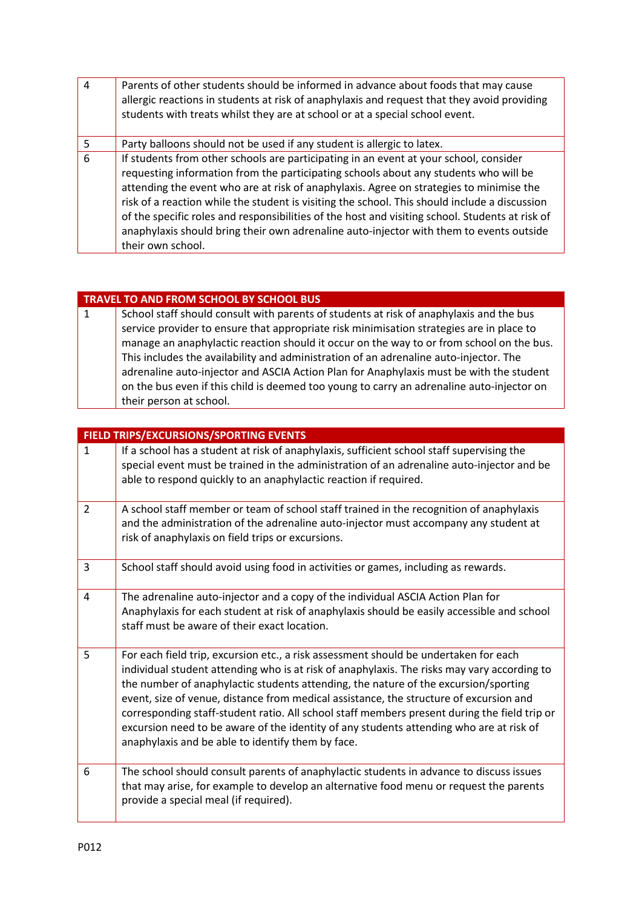| | |
|---|---|
| 4 | Parents of other students should be informed in advance about foods that may cause allergic reactions in students at risk of anaphylaxis and request that they avoid providing students with treats whilst they are at school or at a special school event. |
| 5 | Party balloons should not be used if any student is allergic to latex. |
| 6 | If students from other schools are participating in an event at your school, consider requesting information from the participating schools about any students who will be attending the event who are at risk of anaphylaxis. Agree on strategies to minimise the risk of a reaction while the student is visiting the school. This should include a discussion of the specific roles and responsibilities of the host and visiting school. Students at risk of anaphylaxis should bring their own adrenaline auto-injector with them to events outside their own school. |

| TRAVEL TO AND FROM SCHOOL BY SCHOOL BUS | |
|---|---|
| 1 | School staff should consult with parents of students at risk of anaphylaxis and the bus service provider to ensure that appropriate risk minimisation strategies are in place to manage an anaphylactic reaction should it occur on the way to or from school on the bus. This includes the availability and administration of an adrenaline auto-injector. The adrenaline auto-injector and ASCIA Action Plan for Anaphylaxis must be with the student on the bus even if this child is deemed too young to carry an adrenaline auto-injector on their person at school. |

| FIELD TRIPS/EXCURSIONS/SPORTING EVENTS | |
|---|---|
| 1 | If a school has a student at risk of anaphylaxis, sufficient school staff supervising the special event must be trained in the administration of an adrenaline auto-injector and be able to respond quickly to an anaphylactic reaction if required. |
| 2 | A school staff member or team of school staff trained in the recognition of anaphylaxis and the administration of the adrenaline auto-injector must accompany any student at risk of anaphylaxis on field trips or excursions. |
| 3 | School staff should avoid using food in activities or games, including as rewards. |
| 4 | The adrenaline auto-injector and a copy of the individual ASCIA Action Plan for Anaphylaxis for each student at risk of anaphylaxis should be easily accessible and school staff must be aware of their exact location. |
| 5 | For each field trip, excursion etc., a risk assessment should be undertaken for each individual student attending who is at risk of anaphylaxis. The risks may vary according to the number of anaphylactic students attending, the nature of the excursion/sporting event, size of venue, distance from medical assistance, the structure of excursion and corresponding staff-student ratio. All school staff members present during the field trip or excursion need to be aware of the identity of any students attending who are at risk of anaphylaxis and be able to identify them by face. |
| 6 | The school should consult parents of anaphylactic students in advance to discuss issues that may arise, for example to develop an alternative food menu or request the parents provide a special meal (if required). |

P012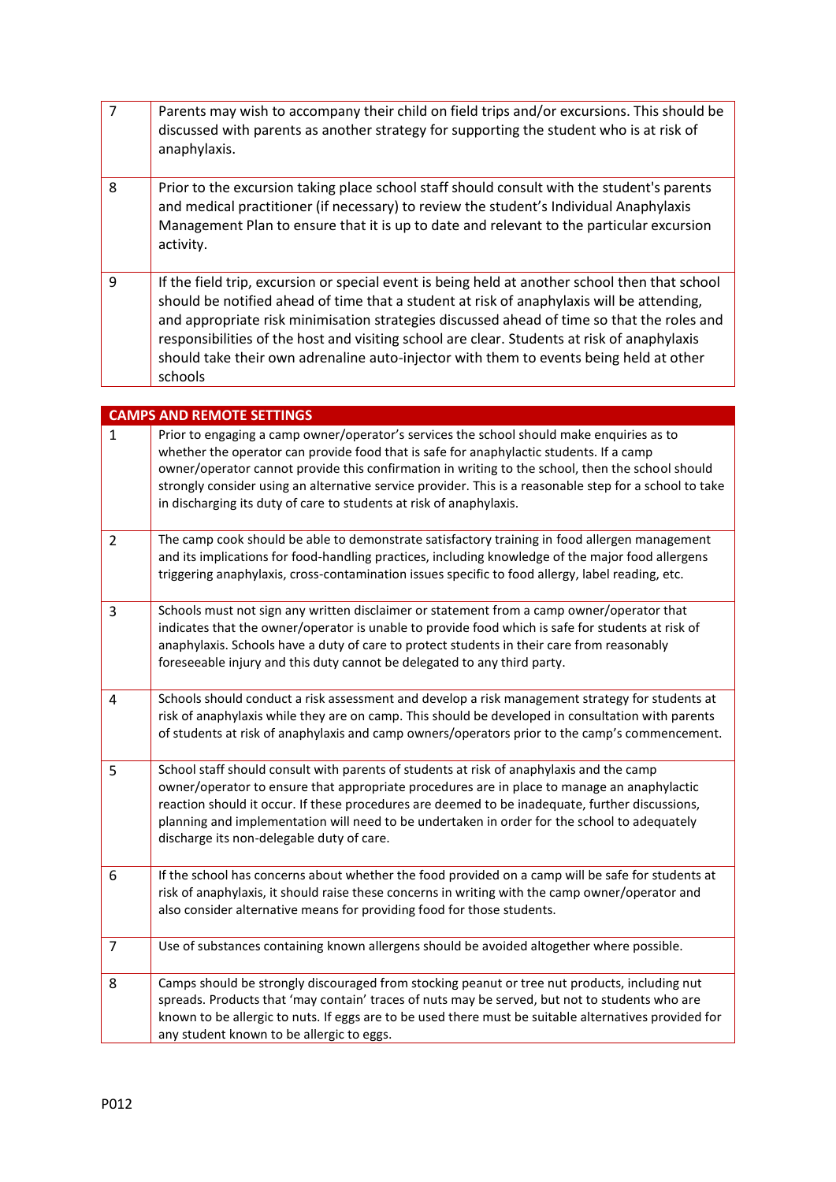| | |
|---|---|
| 7 | Parents may wish to accompany their child on field trips and/or excursions. This should be discussed with parents as another strategy for supporting the student who is at risk of anaphylaxis. |
| 8 | Prior to the excursion taking place school staff should consult with the student's parents and medical practitioner (if necessary) to review the student's Individual Anaphylaxis Management Plan to ensure that it is up to date and relevant to the particular excursion activity. |
| 9 | If the field trip, excursion or special event is being held at another school then that school should be notified ahead of time that a student at risk of anaphylaxis will be attending, and appropriate risk minimisation strategies discussed ahead of time so that the roles and responsibilities of the host and visiting school are clear. Students at risk of anaphylaxis should take their own adrenaline auto-injector with them to events being held at other schools |

| CAMPS AND REMOTE SETTINGS | |
|---|---|
| 1 | Prior to engaging a camp owner/operator's services the school should make enquiries as to whether the operator can provide food that is safe for anaphylactic students. If a camp owner/operator cannot provide this confirmation in writing to the school, then the school should strongly consider using an alternative service provider. This is a reasonable step for a school to take in discharging its duty of care to students at risk of anaphylaxis. |
| 2 | The camp cook should be able to demonstrate satisfactory training in food allergen management and its implications for food-handling practices, including knowledge of the major food allergens triggering anaphylaxis, cross-contamination issues specific to food allergy, label reading, etc. |
| 3 | Schools must not sign any written disclaimer or statement from a camp owner/operator that indicates that the owner/operator is unable to provide food which is safe for students at risk of anaphylaxis. Schools have a duty of care to protect students in their care from reasonably foreseeable injury and this duty cannot be delegated to any third party. |
| 4 | Schools should conduct a risk assessment and develop a risk management strategy for students at risk of anaphylaxis while they are on camp. This should be developed in consultation with parents of students at risk of anaphylaxis and camp owners/operators prior to the camp's commencement. |
| 5 | School staff should consult with parents of students at risk of anaphylaxis and the camp owner/operator to ensure that appropriate procedures are in place to manage an anaphylactic reaction should it occur. If these procedures are deemed to be inadequate, further discussions, planning and implementation will need to be undertaken in order for the school to adequately discharge its non-delegable duty of care. |
| 6 | If the school has concerns about whether the food provided on a camp will be safe for students at risk of anaphylaxis, it should raise these concerns in writing with the camp owner/operator and also consider alternative means for providing food for those students. |
| 7 | Use of substances containing known allergens should be avoided altogether where possible. |
| 8 | Camps should be strongly discouraged from stocking peanut or tree nut products, including nut spreads. Products that 'may contain' traces of nuts may be served, but not to students who are known to be allergic to nuts. If eggs are to be used there must be suitable alternatives provided for any student known to be allergic to eggs. |

P012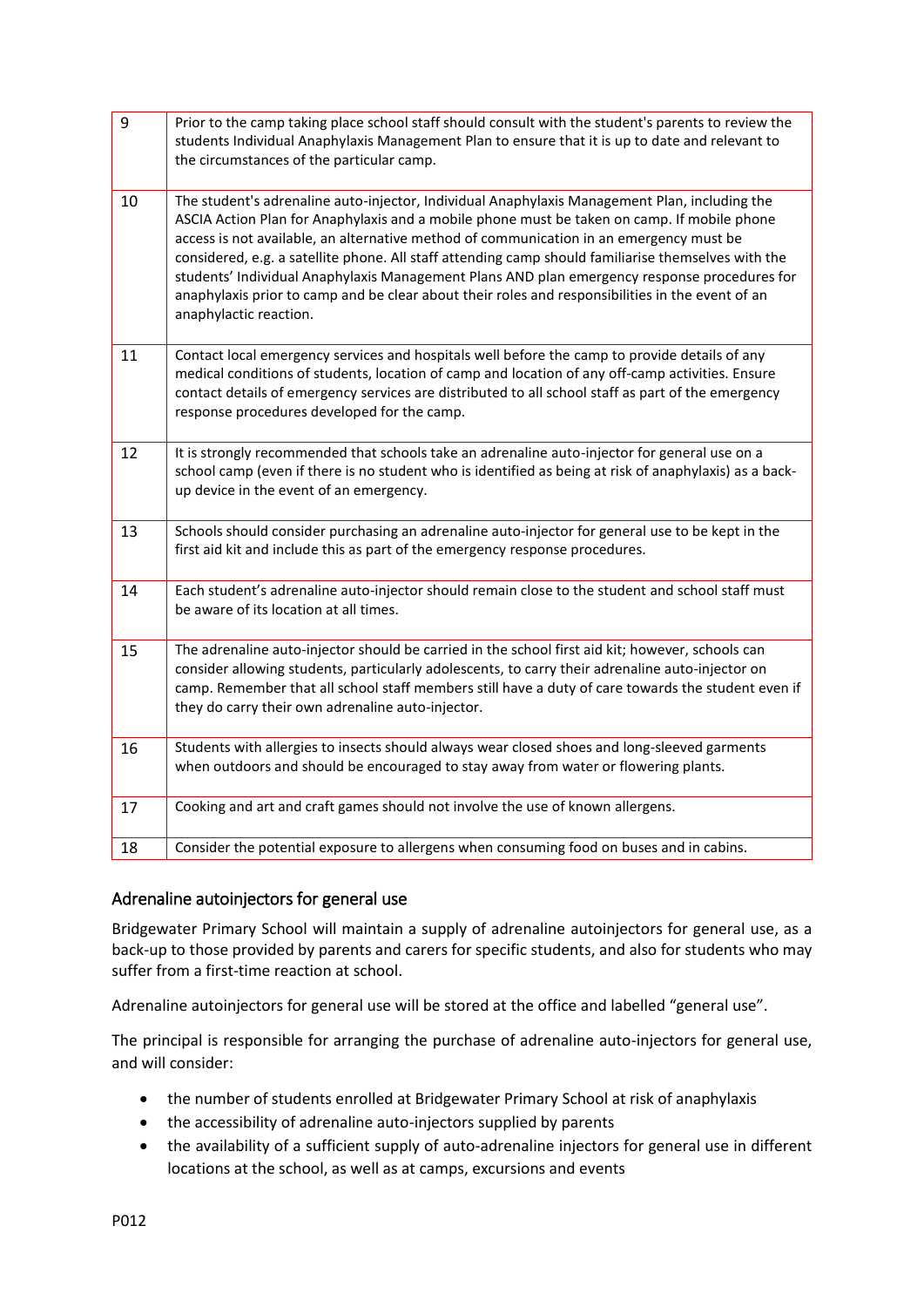| | |
|---|---|
| 9 | Prior to the camp taking place school staff should consult with the student's parents to review the students Individual Anaphylaxis Management Plan to ensure that it is up to date and relevant to the circumstances of the particular camp. |
| 10 | The student's adrenaline auto-injector, Individual Anaphylaxis Management Plan, including the ASCIA Action Plan for Anaphylaxis and a mobile phone must be taken on camp. If mobile phone access is not available, an alternative method of communication in an emergency must be considered, e.g. a satellite phone. All staff attending camp should familiarise themselves with the students' Individual Anaphylaxis Management Plans AND plan emergency response procedures for anaphylaxis prior to camp and be clear about their roles and responsibilities in the event of an anaphylactic reaction. |
| 11 | Contact local emergency services and hospitals well before the camp to provide details of any medical conditions of students, location of camp and location of any off-camp activities. Ensure contact details of emergency services are distributed to all school staff as part of the emergency response procedures developed for the camp. |
| 12 | It is strongly recommended that schools take an adrenaline auto-injector for general use on a school camp (even if there is no student who is identified as being at risk of anaphylaxis) as a back-up device in the event of an emergency. |
| 13 | Schools should consider purchasing an adrenaline auto-injector for general use to be kept in the first aid kit and include this as part of the emergency response procedures. |
| 14 | Each student's adrenaline auto-injector should remain close to the student and school staff must be aware of its location at all times. |
| 15 | The adrenaline auto-injector should be carried in the school first aid kit; however, schools can consider allowing students, particularly adolescents, to carry their adrenaline auto-injector on camp. Remember that all school staff members still have a duty of care towards the student even if they do carry their own adrenaline auto-injector. |
| 16 | Students with allergies to insects should always wear closed shoes and long-sleeved garments when outdoors and should be encouraged to stay away from water or flowering plants. |
| 17 | Cooking and art and craft games should not involve the use of known allergens. |
| 18 | Consider the potential exposure to allergens when consuming food on buses and in cabins. |

## Adrenaline autoinjectors for general use

Bridgewater Primary School will maintain a supply of adrenaline autoinjectors for general use, as a back-up to those provided by parents and carers for specific students, and also for students who may suffer from a first-time reaction at school.

Adrenaline autoinjectors for general use will be stored at the office and labelled "general use".

The principal is responsible for arranging the purchase of adrenaline auto-injectors for general use, and will consider:

- the number of students enrolled at Bridgewater Primary School at risk of anaphylaxis
- the accessibility of adrenaline auto-injectors supplied by parents
- the availability of a sufficient supply of auto-adrenaline injectors for general use in different locations at the school, as well as at camps, excursions and events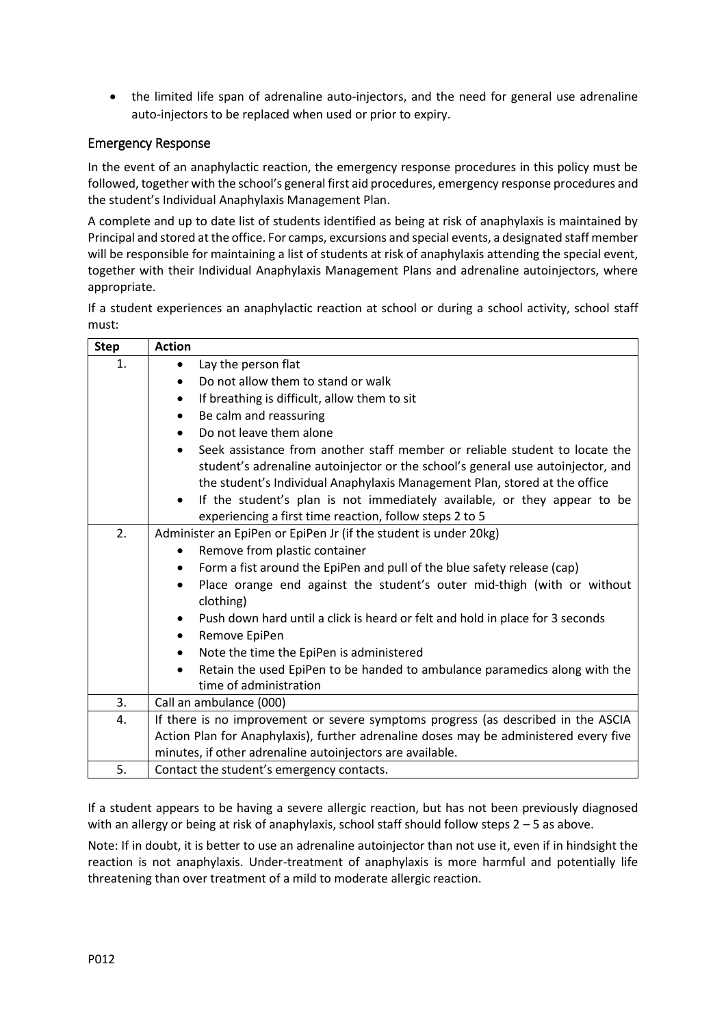- the limited life span of adrenaline auto-injectors, and the need for general use adrenaline auto-injectors to be replaced when used or prior to expiry.

## Emergency Response

In the event of an anaphylactic reaction, the emergency response procedures in this policy must be followed, together with the school's general first aid procedures, emergency response procedures and the student's Individual Anaphylaxis Management Plan.

A complete and up to date list of students identified as being at risk of anaphylaxis is maintained by Principal and stored at the office. For camps, excursions and special events, a designated staff member will be responsible for maintaining a list of students at risk of anaphylaxis attending the special event, together with their Individual Anaphylaxis Management Plans and adrenaline autoinjectors, where appropriate.

If a student experiences an anaphylactic reaction at school or during a school activity, school staff must:

| Step | Action |
|---|---|
| 1. | • Lay the person flat<br>• Do not allow them to stand or walk<br>• If breathing is difficult, allow them to sit<br>• Be calm and reassuring<br>• Do not leave them alone<br>• Seek assistance from another staff member or reliable student to locate the student's adrenaline autoinjector or the school's general use autoinjector, and the student's Individual Anaphylaxis Management Plan, stored at the office<br>• If the student's plan is not immediately available, or they appear to be experiencing a first time reaction, follow steps 2 to 5 |
| 2. | Administer an EpiPen or EpiPen Jr (if the student is under 20kg)<br>• Remove from plastic container<br>• Form a fist around the EpiPen and pull of the blue safety release (cap)<br>• Place orange end against the student's outer mid-thigh (with or without clothing)<br>• Push down hard until a click is heard or felt and hold in place for 3 seconds<br>• Remove EpiPen<br>• Note the time the EpiPen is administered<br>• Retain the used EpiPen to be handed to ambulance paramedics along with the time of administration |
| 3. | Call an ambulance (000) |
| 4. | If there is no improvement or severe symptoms progress (as described in the ASCIA Action Plan for Anaphylaxis), further adrenaline doses may be administered every five minutes, if other adrenaline autoinjectors are available. |
| 5. | Contact the student's emergency contacts. |

If a student appears to be having a severe allergic reaction, but has not been previously diagnosed with an allergy or being at risk of anaphylaxis, school staff should follow steps 2 – 5 as above.

Note: If in doubt, it is better to use an adrenaline autoinjector than not use it, even if in hindsight the reaction is not anaphylaxis. Under-treatment of anaphylaxis is more harmful and potentially life threatening than over treatment of a mild to moderate allergic reaction.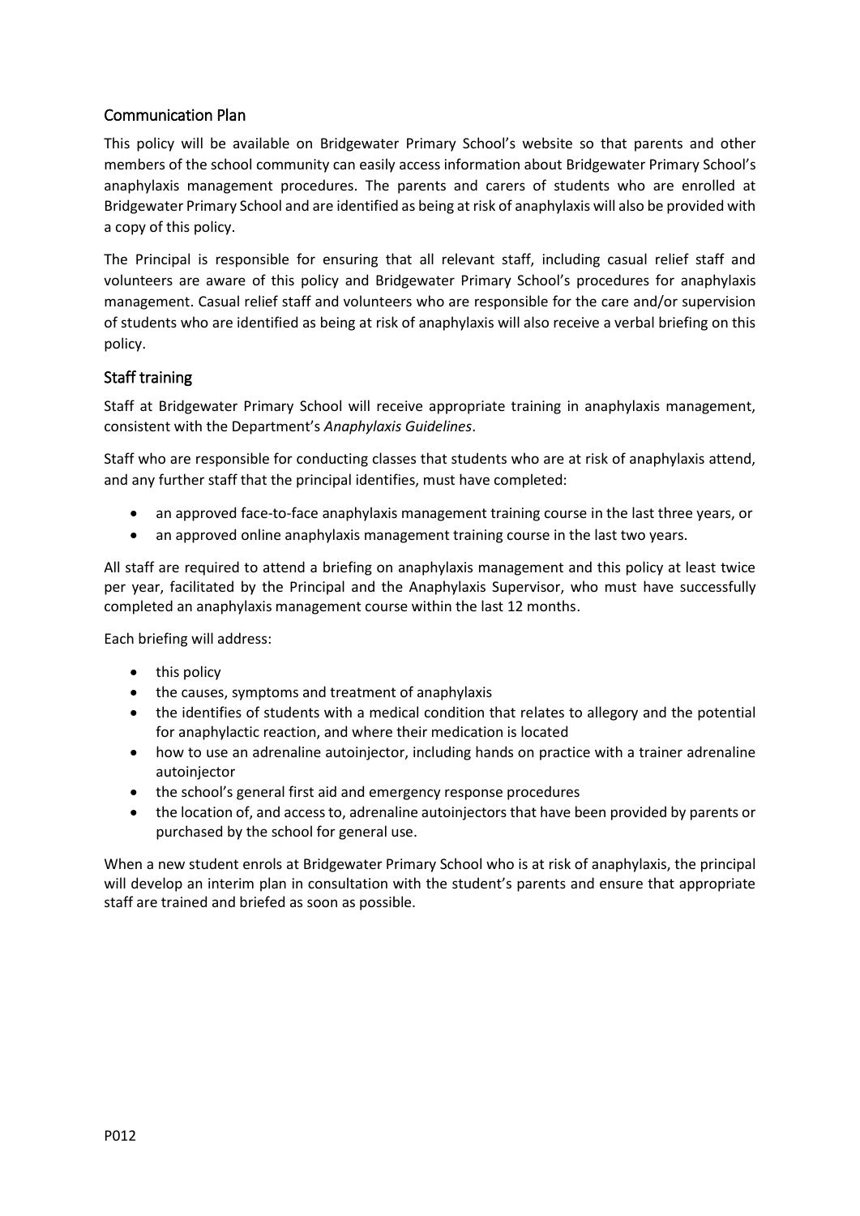## Communication Plan

This policy will be available on Bridgewater Primary School's website so that parents and other members of the school community can easily access information about Bridgewater Primary School's anaphylaxis management procedures. The parents and carers of students who are enrolled at Bridgewater Primary School and are identified as being at risk of anaphylaxis will also be provided with a copy of this policy.

The Principal is responsible for ensuring that all relevant staff, including casual relief staff and volunteers are aware of this policy and Bridgewater Primary School's procedures for anaphylaxis management. Casual relief staff and volunteers who are responsible for the care and/or supervision of students who are identified as being at risk of anaphylaxis will also receive a verbal briefing on this policy.

## Staff training

Staff at Bridgewater Primary School will receive appropriate training in anaphylaxis management, consistent with the Department's *Anaphylaxis Guidelines*.

Staff who are responsible for conducting classes that students who are at risk of anaphylaxis attend, and any further staff that the principal identifies, must have completed:

- an approved face-to-face anaphylaxis management training course in the last three years, or
- an approved online anaphylaxis management training course in the last two years.

All staff are required to attend a briefing on anaphylaxis management and this policy at least twice per year, facilitated by the Principal and the Anaphylaxis Supervisor, who must have successfully completed an anaphylaxis management course within the last 12 months.

Each briefing will address:

- this policy
- the causes, symptoms and treatment of anaphylaxis
- the identifies of students with a medical condition that relates to allegory and the potential for anaphylactic reaction, and where their medication is located
- how to use an adrenaline autoinjector, including hands on practice with a trainer adrenaline autoinjector
- the school's general first aid and emergency response procedures
- the location of, and access to, adrenaline autoinjectors that have been provided by parents or purchased by the school for general use.

When a new student enrols at Bridgewater Primary School who is at risk of anaphylaxis, the principal will develop an interim plan in consultation with the student's parents and ensure that appropriate staff are trained and briefed as soon as possible.

P012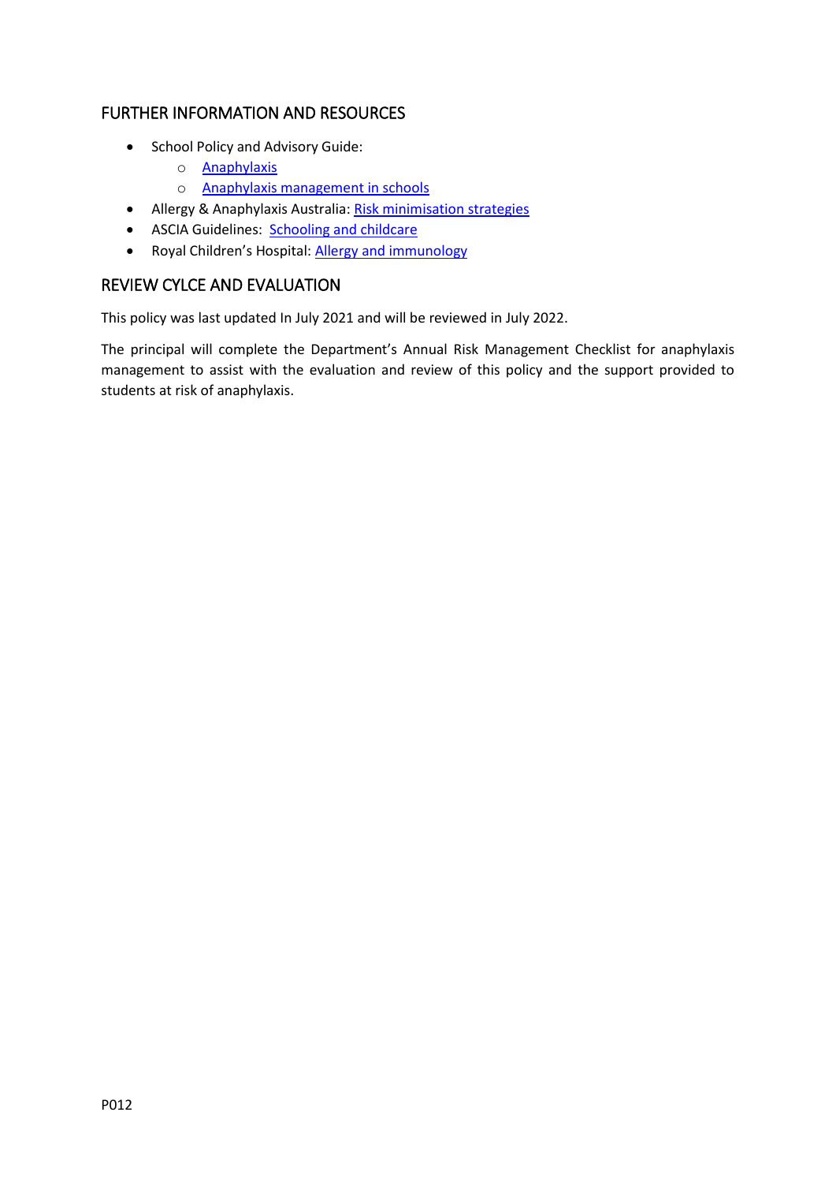## FURTHER INFORMATION AND RESOURCES

- School Policy and Advisory Guide:
  - Anaphylaxis
  - Anaphylaxis management in schools
- Allergy & Anaphylaxis Australia: Risk minimisation strategies
- ASCIA Guidelines: Schooling and childcare
- Royal Children's Hospital: Allergy and immunology

## REVIEW CYLCE AND EVALUATION

This policy was last updated In July 2021 and will be reviewed in July 2022.

The principal will complete the Department's Annual Risk Management Checklist for anaphylaxis management to assist with the evaluation and review of this policy and the support provided to students at risk of anaphylaxis.

P012